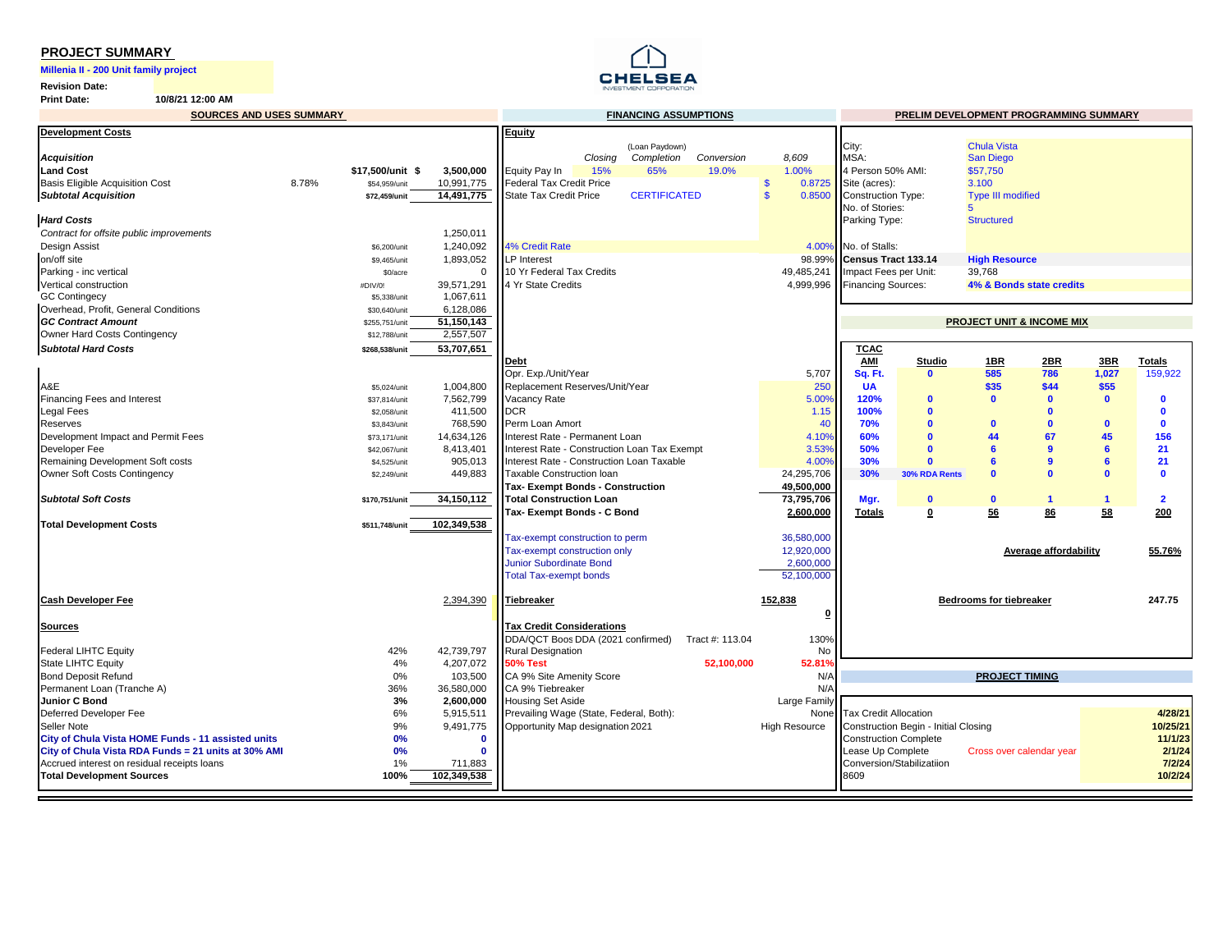## PROJECT SUMMARY

**Millenia II - 200 Unit family project**

**Revision Date:**

**Print Date:** 10/8/21 12:00 AM

CHELSEA INVESTMENT CORPORATION

### SOURCES AND USES SUMMARY

| **Development Costs** | | | |
|---|---|---|---|
| ***Acquisition*** | | | |
| **Land Cost** | | $17,500/unit $ | 3,500,000 |
| Basis Eligible Acquisition Cost | 8.78% | $54,959/unit | 10,991,775 |
| ***Subtotal Acquisition*** | | $72,459/unit | 14,491,775 |
| ***Hard Costs*** | | | |
| *Contract for offsite public improvements* | | | 1,250,011 |
| Design Assist | | $6,200/unit | 1,240,092 |
| on/off site | | $9,465/unit | 1,893,052 |
| Parking - inc vertical | | $0/acre | 0 |
| Vertical construction | | #DIV/0! | 39,571,291 |
| GC Contingecy | | $5,338/unit | 1,067,611 |
| Overhead, Profit, General Conditions | | $30,640/unit | 6,128,086 |
| ***GC Contract Amount*** | | $255,751/unit | 51,150,143 |
| Owner Hard Costs Contingency | | $12,788/unit | 2,557,507 |
| ***Subtotal Hard Costs*** | | $268,538/unit | 53,707,651 |
| A&E | | $5,024/unit | 1,004,800 |
| Financing Fees and Interest | | $37,814/unit | 7,562,799 |
| Legal Fees | | $2,058/unit | 411,500 |
| Reserves | | $3,843/unit | 768,590 |
| Development Impact and Permit Fees | | $73,171/unit | 14,634,126 |
| Developer Fee | | $42,067/unit | 8,413,401 |
| Remaining Development Soft costs | | $4,525/unit | 905,013 |
| Owner Soft Costs Contingency | | $2,249/unit | 449,883 |
| ***Subtotal Soft Costs*** | | $170,751/unit | 34,150,112 |
| **Total Development Costs** | | $511,748/unit | 102,349,538 |
| **Cash Developer Fee** | | | 2,394,390 |

| **Sources** | | |
|---|---|---|
| Federal LIHTC Equity | 42% | 42,739,797 |
| State LIHTC Equity | 4% | 4,207,072 |
| Bond Deposit Refund | 0% | 103,500 |
| Permanent Loan (Tranche A) | 36% | 36,580,000 |
| **Junior C Bond** | **3%** | **2,600,000** |
| Deferred Developer Fee | 6% | 5,915,511 |
| Seller Note | 9% | 9,491,775 |
| **City of Chula Vista HOME Funds - 11 assisted units** | **0%** | **0** |
| **City of Chula Vista RDA Funds = 21 units at 30% AMI** | **0%** | **0** |
| Accrued interest on residual receipts loans | 1% | 711,883 |
| **Total Development Sources** | **100%** | **102,349,538** |

### FINANCING ASSUMPTIONS

| **Equity** | Closing | (Loan Paydown) Completion | Conversion | 8,609 |
|---|---|---|---|---|
| Equity Pay In | 15% | 65% | 19.0% | 1.00% |
| Federal Tax Credit Price | | | | $ 0.8725 |
| State Tax Credit Price | | CERTIFICATED | | $ 0.8500 |
| 4% Credit Rate | | | | 4.00% |
| LP Interest | | | | 98.99% |
| 10 Yr Federal Tax Credits | | | | 49,485,241 |
| 4 Yr State Credits | | | | 4,999,996 |

| **Debt** | |
|---|---|
| Opr. Exp./Unit/Year | 5,707 |
| Replacement Reserves/Unit/Year | 250 |
| Vacancy Rate | 5.00% |
| DCR | 1.15 |
| Perm Loan Amort | 40 |
| Interest Rate - Permanent Loan | 4.10% |
| Interest Rate - Construction Loan Tax Exempt | 3.53% |
| Interest Rate - Construction Loan Taxable | 4.00% |
| Taxable Construction loan | 24,295,706 |
| **Tax- Exempt Bonds - Construction** | **49,500,000** |
| **Total Construction Loan** | **73,795,706** |
| **Tax- Exempt Bonds - C Bond** | **2,600,000** |
| Tax-exempt construction to perm | 36,580,000 |
| Tax-exempt construction only | 12,920,000 |
| Junior Subordinate Bond | 2,600,000 |
| Total Tax-exempt bonds | 52,100,000 |
| **Tiebreaker** | **152,838** |
| | **0** |

| **Tax Credit Considerations** | | |
|---|---|---|
| DDA/QCT Boos DDA (2021 confirmed) | Tract #: 113.04 | 130% |
| Rural Designation | | No |
| **50% Test** | **52,100,000** | **52.81%** |
| CA 9% Site Amenity Score | | N/A |
| CA 9% Tiebreaker | | N/A |
| Housing Set Aside | | Large Family |
| Prevailing Wage (State, Federal, Both): | | None |
| Opportunity Map designation 2021 | | High Resource |

### PRELIM DEVELOPMENT PROGRAMMING SUMMARY

| | |
|---|---|
| City: | Chula Vista |
| MSA: | San Diego |
| 4 Person 50% AMI: | $57,750 |
| Site (acres): | 3.100 |
| Construction Type: | Type III modified |
| No. of Stories: | 5 |
| Parking Type: | Structured |
| No. of Stalls: | |
| **Census Tract 133.14** | **High Resource** |
| Impact Fees per Unit: | 39,768 |
| Financing Sources: | **4% & Bonds state credits** |

### PROJECT UNIT & INCOME MIX

| TCAC AMI | Studio | 1BR | 2BR | 3BR | Totals |
|---|---|---|---|---|---|
| **Sq. Ft.** | **0** | **585** | **786** | **1,027** | 159,922 |
| **UA** | | **$35** | **$44** | **$55** | |
| **120%** | **0** | **0** | **0** | **0** | **0** |
| **100%** | **0** | | **0** | | **0** |
| **70%** | **0** | **0** | **0** | **0** | **0** |
| **60%** | **0** | **44** | **67** | **45** | **156** |
| **50%** | **0** | **6** | **9** | **6** | **21** |
| **30%** | **0** | **6** | **9** | **6** | **21** |
| **30%** | **30% RDA Rents** | **0** | **0** | **0** | **0** |
| **Mgr.** | **0** | **0** | **1** | **1** | **2** |
| **Totals** | **0** | **56** | **86** | **58** | **200** |

**Average affordability** **55.76%**

**Bedrooms for tiebreaker** **247.75**

### PROJECT TIMING

| | | |
|---|---|---|
| Tax Credit Allocation | | **4/28/21** |
| Construction Begin - Initial Closing | | **10/25/21** |
| Construction Complete | | **11/1/23** |
| Lease Up Complete | Cross over calendar year | **2/1/24** |
| Conversion/Stabilizatiion | | **7/2/24** |
| 8609 | | **10/2/24** |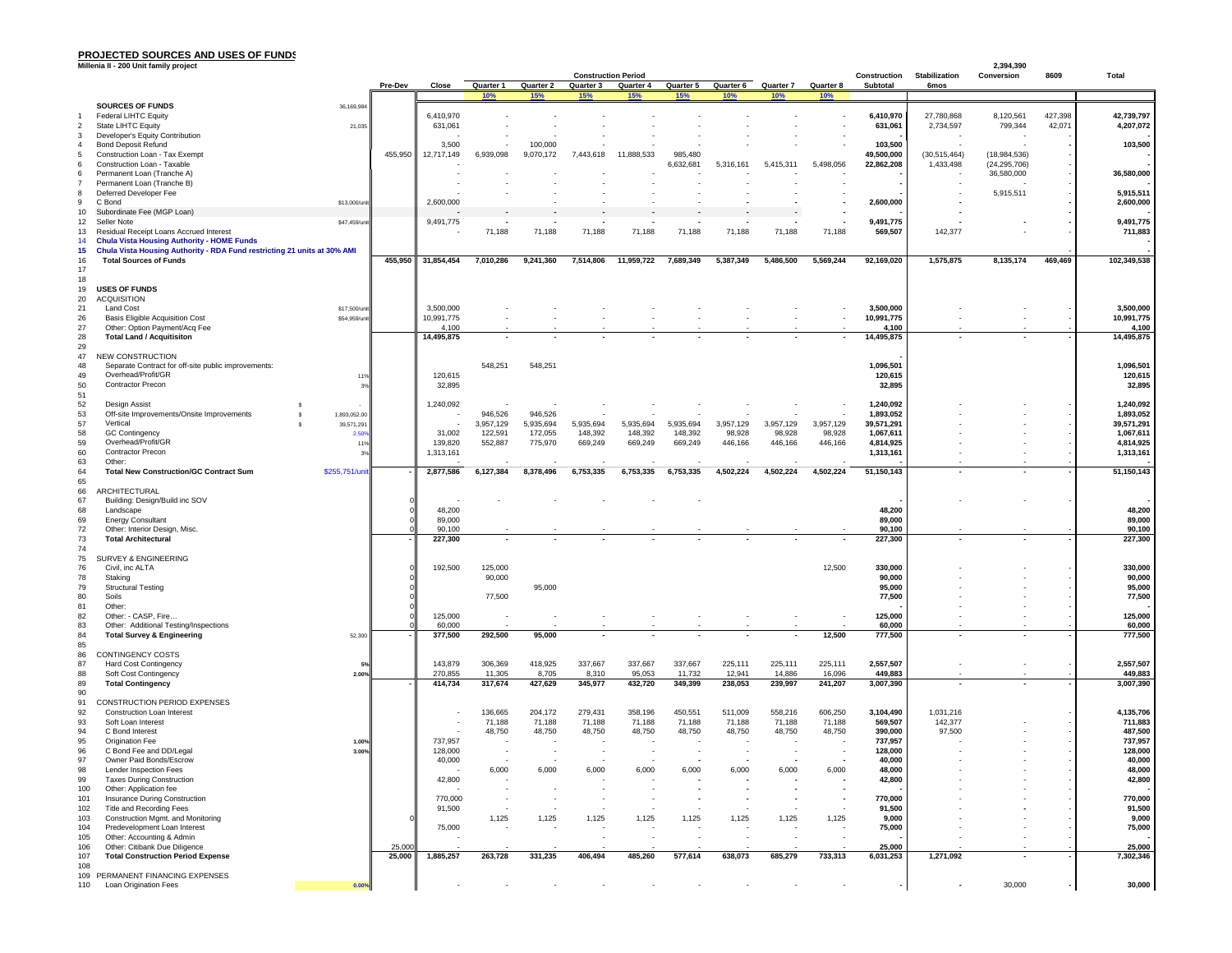## PROJECTED SOURCES AND USES OF FUNDS

**Millenia II - 200 Unit family project**

| # | Item | Note | Pre-Dev | Close | Quarter 1 | Quarter 2 | Quarter 3 | Quarter 4 | Quarter 5 | Quarter 6 | Quarter 7 | Quarter 8 | Construction Subtotal | Stabilization 6mos | Conversion (2,394,390) | 8609 | Total |
|---|---|---|---|---|---|---|---|---|---|---|---|---|---|---|---|---|---|
| | | | | | 10% | 15% | 15% | 15% | 15% | 10% | 10% | 10% | | | | | |
| | **SOURCES OF FUNDS** | 36,169,984 | | | | | | | | | | | | | | | |
| 1 | Federal LIHTC Equity | | | 6,410,970 | - | - | - | - | - | - | - | - | 6,410,970 | 27,780,868 | 8,120,561 | 427,398 | 42,739,797 |
| 2 | State LIHTC Equity | 21,035 | | 631,061 | - | - | - | - | - | - | - | - | 631,061 | 2,734,597 | 799,344 | 42,071 | 4,207,072 |
| 3 | Developer's Equity Contribution | | | - | - | - | - | - | - | - | - | - | - | - | - | - | - |
| 4 | Bond Deposit Refund | | | 3,500 | - | 100,000 | - | - | - | - | - | - | 103,500 | - | - | - | 103,500 |
| 5 | Construction Loan - Tax Exempt | | 455,950 | 12,717,149 | 6,939,098 | 9,070,172 | 7,443,618 | 11,888,533 | 985,480 | | | | 49,500,000 | (30,515,464) | (18,984,536) | - | - |
| 6 | Construction Loan - Taxable | | | - | | | | | 6,632,681 | 5,316,161 | 5,415,311 | 5,498,056 | 22,862,208 | 1,433,498 | (24,295,706) | - | - |
| 6 | Permanent Loan (Tranche A) | | | - | - | - | - | - | - | - | - | - | - | | 36,580,000 | - | 36,580,000 |
| 7 | Permanent Loan (Tranche B) | | | - | - | - | - | - | - | - | - | - | - | - | - | - | - |
| 8 | Deferred Developer Fee | | | - | - | - | - | - | - | - | - | - | - | - | 5,915,511 | - | 5,915,511 |
| 9 | C Bond | $13,000/unit | | 2,600,000 | - | - | - | - | - | - | - | - | 2,600,000 | - | - | - | 2,600,000 |
| 10 | Subordinate Fee (MGP Loan) | | | - | - | - | - | - | - | - | - | - | - | - | - | - | - |
| 12 | Seller Note | $47,459/unit | | 9,491,775 | - | - | - | - | - | - | - | - | 9,491,775 | - | - | - | 9,491,775 |
| 13 | Residual Receipt Loans Accrued Interest | | | - | 71,188 | 71,188 | 71,188 | 71,188 | 71,188 | 71,188 | 71,188 | 71,188 | 569,507 | 142,377 | - | - | 711,883 |
| 14 | **Chula Vista Housing Authority - HOME Funds** | | | | | | | | | | | | | | | | - |
| 15 | **Chula Vista Housing Authority - RDA Fund restricting 21 units at 30% AMI** | | | | | | | | | | | | | | | | - |
| 16 | **Total Sources of Funds** | | **455,950** | **31,854,454** | **7,010,286** | **9,241,360** | **7,514,806** | **11,959,722** | **7,689,349** | **5,387,349** | **5,486,500** | **5,569,244** | **92,169,020** | **1,575,875** | **8,135,174** | **469,469** | **102,349,538** |
| 17 | | | | | | | | | | | | | | | | | |
| 18 | | | | | | | | | | | | | | | | | |
| 19 | **USES OF FUNDS** | | | | | | | | | | | | | | | | |
| 20 | ACQUISITION | | | | | | | | | | | | | | | | |
| 21 | Land Cost | $17,500/unit | | 3,500,000 | - | - | - | - | - | - | - | - | 3,500,000 | - | - | - | 3,500,000 |
| 26 | Basis Eligible Acquisition Cost | $54,959/unit | | 10,991,775 | - | - | - | - | - | - | - | - | 10,991,775 | - | - | - | 10,991,775 |
| 27 | Other: Option Payment/Acq Fee | | | 4,100 | - | - | - | - | - | - | - | - | 4,100 | - | - | - | 4,100 |
| 28 | **Total Land / Acquitisiton** | | | **14,495,875** | - | - | - | - | - | - | - | - | **14,495,875** | - | - | - | **14,495,875** |
| 29 | | | | | | | | | | | | | | | | | |
| 47 | NEW CONSTRUCTION | | | | | | | | | | | | - | | | | |
| 48 | Separate Contract for off-site public improvements: | | | | 548,251 | 548,251 | | | | | | | 1,096,501 | | | | 1,096,501 |
| 49 | Overhead/Profit/GR | 11% | | 120,615 | | | | | | | | | 120,615 | | | | 120,615 |
| 50 | Contractor Precon | 3% | | 32,895 | | | | | | | | | 32,895 | | | | 32,895 |
| 51 | | | | | | | | | | | | | | | | | |
| 52 | Design Assist | $ - | | 1,240,092 | - | - | - | - | - | - | - | - | 1,240,092 | - | - | - | 1,240,092 |
| 53 | Off-site Improvements/Onsite Improvements | $ 1,893,052.00 | | | 946,526 | 946,526 | - | - | - | - | - | - | 1,893,052 | - | - | - | 1,893,052 |
| 57 | Vertical | $ 39,571,291 | | - | 3,957,129 | 5,935,694 | 5,935,694 | 5,935,694 | 5,935,694 | 3,957,129 | 3,957,129 | 3,957,129 | 39,571,291 | - | - | - | 39,571,291 |
| 58 | GC Contingency | 2.50% | | 31,002 | 122,591 | 172,055 | 148,392 | 148,392 | 148,392 | 98,928 | 98,928 | 98,928 | 1,067,611 | - | - | - | 1,067,611 |
| 59 | Overhead/Profit/GR | 11% | | 139,820 | 552,887 | 775,970 | 669,249 | 669,249 | 669,249 | 446,166 | 446,166 | 446,166 | 4,814,925 | - | - | - | 4,814,925 |
| 60 | Contractor Precon | 3% | | 1,313,161 | | | | | | | | | 1,313,161 | - | - | - | 1,313,161 |
| 63 | Other: | | | - | - | - | - | - | - | - | - | - | - | - | - | - | - |
| 64 | **Total New Construction/GC Contract Sum** | $255,751/unit | - | **2,877,586** | **6,127,384** | **8,378,496** | **6,753,335** | **6,753,335** | **6,753,335** | **4,502,224** | **4,502,224** | **4,502,224** | **51,150,143** | - | - | - | **51,150,143** |
| 65 | | | | | | | | | | | | | | | | | |
| 66 | ARCHITECTURAL | | | | | | | | | | | | | | | | |
| 67 | Building: Design/Build inc SOV | | 0 | - | - | - | - | - | - | - | | | - | - | - | - | - |
| 68 | Landscape | | 0 | 48,200 | | | | | | | | | 48,200 | | | | 48,200 |
| 69 | Energy Consultant | | 0 | 89,000 | | | | | | | | | 89,000 | | | | 89,000 |
| 72 | Other: Interior Design, Misc. | | 0 | 90,100 | - | - | - | - | - | - | - | - | 90,100 | - | - | - | 90,100 |
| 73 | **Total Architectural** | | - | **227,300** | - | - | - | - | - | - | - | - | **227,300** | - | - | - | **227,300** |
| 74 | | | | | | | | | | | | | | | | | |
| 75 | SURVEY & ENGINEERING | | | | | | | | | | | | | | | | |
| 76 | Civil, inc ALTA | | 0 | 192,500 | 125,000 | | | | | | | 12,500 | 330,000 | - | - | - | 330,000 |
| 78 | Staking | | 0 | | 90,000 | | | | | | | | 90,000 | - | - | - | 90,000 |
| 79 | Structural Testing | | 0 | | | 95,000 | | | | | | | 95,000 | - | - | - | 95,000 |
| 80 | Soils | | 0 | | 77,500 | | | | | | | | 77,500 | - | - | - | 77,500 |
| 81 | Other: | | 0 | | | | | | | | | | - | | | | - |
| 82 | Other: - CASP, Fire... | | 0 | 125,000 | - | - | - | - | - | - | - | - | 125,000 | - | - | - | 125,000 |
| 83 | Other: Additional Testing/Inspections | | 0 | 60,000 | - | - | - | - | - | - | - | - | 60,000 | - | - | - | 60,000 |
| 84 | **Total Survey & Engineering** | 52,300 | - | **377,500** | **292,500** | **95,000** | - | - | - | - | - | **12,500** | **777,500** | - | - | - | **777,500** |
| 85 | | | | | | | | | | | | | | | | | |
| 86 | CONTINGENCY COSTS | | | | | | | | | | | | | | | | |
| 87 | Hard Cost Contingency | 5% | | 143,879 | 306,369 | 418,925 | 337,667 | 337,667 | 337,667 | 225,111 | 225,111 | 225,111 | 2,557,507 | - | - | - | 2,557,507 |
| 88 | Soft Cost Contingency | 2.00% | | 270,855 | 11,305 | 8,705 | 8,310 | 95,053 | 11,732 | 12,941 | 14,886 | 16,096 | 449,883 | - | - | - | 449,883 |
| 89 | **Total Contingency** | | - | **414,734** | **317,674** | **427,629** | **345,977** | **432,720** | **349,399** | **238,053** | **239,997** | **241,207** | **3,007,390** | - | - | - | **3,007,390** |
| 90 | | | | | | | | | | | | | | | | | |
| 91 | CONSTRUCTION PERIOD EXPENSES | | | | | | | | | | | | | | | | |
| 92 | Construction Loan Interest | | | - | 136,665 | 204,172 | 279,431 | 358,196 | 450,551 | 511,009 | 558,216 | 606,250 | 3,104,490 | 1,031,216 | | - | 4,135,706 |
| 93 | Soft Loan Interest | | | - | 71,188 | 71,188 | 71,188 | 71,188 | 71,188 | 71,188 | 71,188 | 71,188 | 569,507 | 142,377 | | - | 711,883 |
| 94 | C Bond Interest | | | - | 48,750 | 48,750 | 48,750 | 48,750 | 48,750 | 48,750 | 48,750 | 48,750 | 390,000 | 97,500 | - | - | 487,500 |
| 95 | Origination Fee | 1.00% | | 737,957 | - | - | - | - | - | - | - | - | 737,957 | - | - | - | 737,957 |
| 96 | C Bond Fee and DD/Legal | 3.00% | | 128,000 | - | - | - | - | - | - | - | - | 128,000 | - | - | - | 128,000 |
| 97 | Owner Paid Bonds/Escrow | | | 40,000 | - | - | - | - | - | - | - | - | 40,000 | - | - | - | 40,000 |
| 98 | Lender Inspection Fees | | | - | 6,000 | 6,000 | 6,000 | 6,000 | 6,000 | 6,000 | 6,000 | 6,000 | 48,000 | - | - | - | 48,000 |
| 99 | Taxes During Construction | | | 42,800 | - | - | - | - | - | - | - | - | 42,800 | - | - | - | 42,800 |
| 100 | Other: Application fee | | | - | - | - | - | - | - | - | - | - | - | - | - | - | - |
| 101 | Insurance During Construction | | | 770,000 | - | - | - | - | - | - | - | - | 770,000 | - | - | - | 770,000 |
| 102 | Title and Recording Fees | | | 91,500 | - | - | - | - | - | - | - | - | 91,500 | - | - | - | 91,500 |
| 103 | Construction Mgmt. and Monitoring | | 0 | | 1,125 | 1,125 | 1,125 | 1,125 | 1,125 | 1,125 | 1,125 | 1,125 | 9,000 | - | - | - | 9,000 |
| 104 | Predevelopment Loan Interest | | | 75,000 | - | - | - | - | - | - | - | - | 75,000 | - | - | - | 75,000 |
| 105 | Other: Accounting & Admin | | | - | | | | | | | | | - | - | - | - | - |
| 106 | Other: Citibank Due Diligence | | 25,000 | - | - | - | - | - | - | - | - | - | 25,000 | - | - | - | 25,000 |
| 107 | **Total Construction Period Expense** | | **25,000** | **1,885,257** | **263,728** | **331,235** | **406,494** | **485,260** | **577,614** | **638,073** | **685,279** | **733,313** | **6,031,253** | **1,271,092** | - | - | **7,302,346** |
| 108 | | | | | | | | | | | | | | | | | |
| 109 | PERMANENT FINANCING EXPENSES | | | | | | | | | | | | | | | | |
| 110 | Loan Origination Fees | 0.00% | | - | - | - | - | - | - | - | - | - | - | - | 30,000 | - | 30,000 |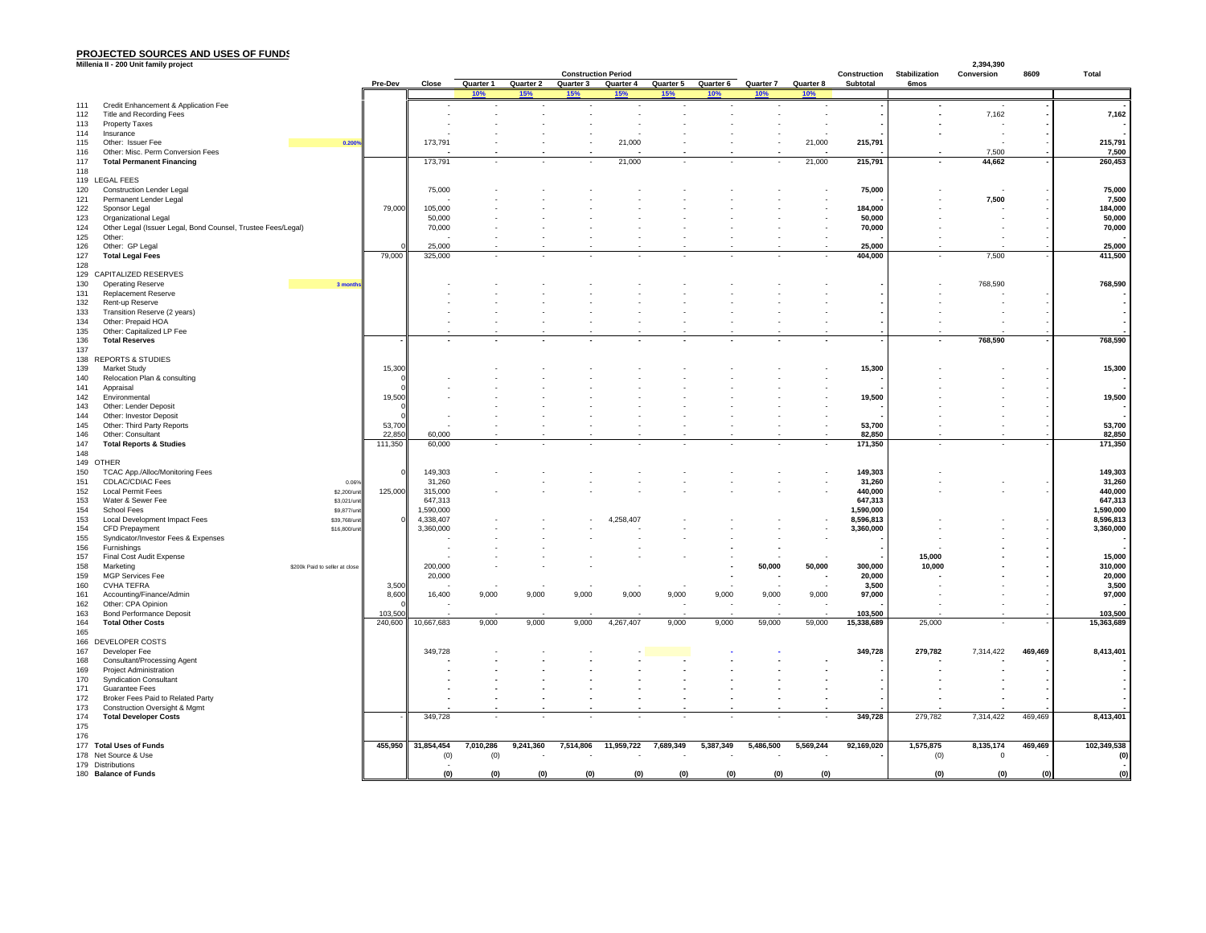**PROJECTED SOURCES AND USES OF FUNDS**

**Millenia II - 200 Unit family project**

| # | Item | Note | Pre-Dev | Close | Quarter 1 | Quarter 2 | Quarter 3 | Quarter 4 | Quarter 5 | Quarter 6 | Quarter 7 | Quarter 8 | Construction Subtotal | Stabilization 6mos | Conversion | 8609 | Total |
|---|---|---|---|---|---|---|---|---|---|---|---|---|---|---|---|---|---|
| | | | | | Construction Period | | | | | | | | | | 2,394,390 | | |
| | | | | | 10% | 15% | 15% | 15% | 15% | 10% | 10% | 10% | | | | | |
| 111 | Credit Enhancement & Application Fee | | | - | - | - | - | - | - | - | - | - | - | - | - | - | - |
| 112 | Title and Recording Fees | | | - | - | - | - | - | - | - | - | - | - | - | 7,162 | - | 7,162 |
| 113 | Property Taxes | | | - | - | - | - | - | - | - | - | - | - | - | - | - | - |
| 114 | Insurance | | | - | - | - | - | - | - | - | - | - | - | - | - | - | - |
| 115 | Other: Issuer Fee | 0.200% | | 173,791 | - | - | - | 21,000 | - | - | - | 21,000 | 215,791 | - | - | - | 215,791 |
| 116 | Other: Misc. Perm Conversion Fees | | | - | - | - | - | - | - | - | - | - | - | - | 7,500 | - | 7,500 |
| 117 | **Total Permanent Financing** | | | 173,791 | - | - | - | 21,000 | - | - | - | 21,000 | 215,791 | - | 44,662 | - | 260,453 |
| 118 | | | | | | | | | | | | | | | | | |
| 119 | LEGAL FEES | | | | | | | | | | | | | | | | |
| 120 | Construction Lender Legal | | | 75,000 | - | - | - | - | - | - | - | - | 75,000 | - | - | - | 75,000 |
| 121 | Permanent Lender Legal | | | - | - | - | - | - | - | - | - | - | - | - | 7,500 | - | 7,500 |
| 122 | Sponsor Legal | | 79,000 | 105,000 | - | - | - | - | - | - | - | - | 184,000 | - | - | - | 184,000 |
| 123 | Organizational Legal | | | 50,000 | - | - | - | - | - | - | - | - | 50,000 | - | - | - | 50,000 |
| 124 | Other Legal (Issuer Legal, Bond Counsel, Trustee Fees/Legal) | | | 70,000 | - | - | - | - | - | - | - | - | 70,000 | - | - | - | 70,000 |
| 125 | Other: | | | - | - | - | - | - | - | - | - | - | - | - | - | - | - |
| 126 | Other: GP Legal | | 0 | 25,000 | - | - | - | - | - | - | - | - | 25,000 | - | - | - | 25,000 |
| 127 | **Total Legal Fees** | | 79,000 | 325,000 | - | - | - | - | - | - | - | - | 404,000 | - | 7,500 | - | 411,500 |
| 128 | | | | | | | | | | | | | | | | | |
| 129 | CAPITALIZED RESERVES | | | | | | | | | | | | | | | | |
| 130 | Operating Reserve | 3 months | | - | - | - | - | - | - | - | - | - | - | - | 768,590 | | 768,590 |
| 131 | Replacement Reserve | | | - | - | - | - | - | - | - | - | - | - | - | - | - | - |
| 132 | Rent-up Reserve | | | - | - | - | - | - | - | - | - | - | - | - | - | - | - |
| 133 | Transition Reserve (2 years) | | | - | - | - | - | - | - | - | - | - | - | - | - | - | - |
| 134 | Other: Prepaid HOA | | | - | - | - | - | - | - | - | - | - | - | - | - | - | - |
| 135 | Other: Capitalized LP Fee | | | - | - | - | - | - | - | - | - | - | - | - | - | - | - |
| 136 | **Total Reserves** | | - | - | - | - | - | - | - | - | - | - | - | - | 768,590 | - | 768,590 |
| 137 | | | | | | | | | | | | | | | | | |
| 138 | REPORTS & STUDIES | | | | | | | | | | | | | | | | |
| 139 | Market Study | | 15,300 | | - | - | - | - | - | - | - | - | 15,300 | - | - | - | 15,300 |
| 140 | Relocation Plan & consulting | | 0 | - | - | - | - | - | - | - | - | - | - | - | - | - | - |
| 141 | Appraisal | | 0 | - | - | - | - | - | - | - | - | - | - | - | - | - | - |
| 142 | Environmental | | 19,500 | - | - | - | - | - | - | - | - | - | 19,500 | - | - | - | 19,500 |
| 143 | Other: Lender Deposit | | 0 | - | - | - | - | - | - | - | - | - | - | - | - | - | - |
| 144 | Other: Investor Deposit | | 0 | - | - | - | - | - | - | - | - | - | - | - | - | - | - |
| 145 | Other: Third Party Reports | | 53,700 | - | - | - | - | - | - | - | - | - | 53,700 | - | - | - | 53,700 |
| 146 | Other: Consultant | | 22,850 | 60,000 | - | - | - | - | - | - | - | - | 82,850 | - | - | - | 82,850 |
| 147 | **Total Reports & Studies** | | 111,350 | 60,000 | - | - | - | - | - | - | - | - | 171,350 | - | - | - | 171,350 |
| 148 | | | | | | | | | | | | | | | | | |
| 149 | OTHER | | | | | | | | | | | | | | | | |
| 150 | TCAC App./Alloc/Monitoring Fees | | 0 | 149,303 | - | - | - | - | - | - | - | - | 149,303 | - | - | - | 149,303 |
| 151 | CDLAC/CDIAC Fees | 0.06% | | 31,260 | - | - | - | - | - | - | - | - | 31,260 | - | - | - | 31,260 |
| 152 | Local Permit Fees | $2,200/unit | 125,000 | 315,000 | - | - | - | - | - | - | - | - | 440,000 | - | - | - | 440,000 |
| 153 | Water & Sewer Fee | $3,021/unit | | 647,313 | | | | | | | | | 647,313 | | | | 647,313 |
| 154 | School Fees | $9,877/unit | | 1,590,000 | | | | | | | | | 1,590,000 | | | | 1,590,000 |
| 153 | Local Development Impact Fees | $39,768/unit | 0 | 4,338,407 | - | - | - | 4,258,407 | - | - | - | - | 8,596,813 | - | - | - | 8,596,813 |
| 154 | CFD Prepayment | $16,800/unit | | 3,360,000 | - | - | - | - | - | - | - | - | 3,360,000 | - | - | - | 3,360,000 |
| 155 | Syndicator/Investor Fees & Expenses | | | - | - | - | - | - | - | - | - | - | - | - | - | - | - |
| 156 | Furnishings | | | - | - | - | - | - | - | - | - | - | - | - | - | - | - |
| 157 | Final Cost Audit Expense | | | - | - | - | - | - | - | - | - | - | - | 15,000 | - | - | 15,000 |
| 158 | Marketing | $200k Paid to seller at close | | 200,000 | - | - | - | - | - | - | 50,000 | 50,000 | 300,000 | 10,000 | - | - | 310,000 |
| 159 | MGP Services Fee | | | 20,000 | | | | | | - | - | - | 20,000 | - | - | - | 20,000 |
| 160 | CVHA TEFRA | | 3,500 | - | - | - | - | - | - | - | - | - | 3,500 | - | - | - | 3,500 |
| 161 | Accounting/Finance/Admin | | 8,600 | 16,400 | 9,000 | 9,000 | 9,000 | 9,000 | 9,000 | 9,000 | 9,000 | 9,000 | 97,000 | - | - | - | 97,000 |
| 162 | Other: CPA Opinion | | 0 | - | | | | | | - | - | - | - | - | - | - | - |
| 163 | Bond Performance Deposit | | 103,500 | - | - | - | - | - | - | - | - | - | 103,500 | - | - | - | 103,500 |
| 164 | **Total Other Costs** | | 240,600 | 10,667,683 | 9,000 | 9,000 | 9,000 | 4,267,407 | 9,000 | 9,000 | 59,000 | 59,000 | 15,338,689 | 25,000 | - | - | 15,363,689 |
| 165 | | | | | | | | | | | | | | | | | |
| 166 | DEVELOPER COSTS | | | | | | | | | | | | | | | | |
| 167 | Developer Fee | | | 349,728 | - | - | - | - | - | - | - | | 349,728 | 279,782 | 7,314,422 | 469,469 | 8,413,401 |
| 168 | Consultant/Processing Agent | | | - | - | - | - | - | - | - | - | - | - | - | - | - | - |
| 169 | Project Administration | | | - | - | - | - | - | - | - | - | - | - | - | - | - | - |
| 170 | Syndication Consultant | | | - | - | - | - | - | - | - | - | - | - | - | - | - | - |
| 171 | Guarantee Fees | | | - | - | - | - | - | - | - | - | - | - | - | - | - | - |
| 172 | Broker Fees Paid to Related Party | | | - | - | - | - | - | - | - | - | - | - | - | - | - | - |
| 173 | Construction Oversight & Mgmt | | | - | - | - | - | - | - | - | - | - | - | - | - | - | - |
| 174 | **Total Developer Costs** | | - | 349,728 | - | - | - | - | - | - | - | - | 349,728 | 279,782 | 7,314,422 | 469,469 | 8,413,401 |
| 175 | | | | | | | | | | | | | | | | | |
| 176 | | | | | | | | | | | | | | | | | |
| 177 | **Total Uses of Funds** | | 455,950 | 31,854,454 | 7,010,286 | 9,241,360 | 7,514,806 | 11,959,722 | 7,689,349 | 5,387,349 | 5,486,500 | 5,569,244 | 92,169,020 | 1,575,875 | 8,135,174 | 469,469 | 102,349,538 |
| 178 | Net Source & Use | | | (0) | (0) | - | - | - | - | - | - | - | - | (0) | 0 | - | (0) |
| 179 | Distributions | | | - | | | | | | | | | | | | | - |
| 180 | **Balance of Funds** | | | (0) | (0) | (0) | (0) | (0) | (0) | (0) | (0) | (0) | | (0) | (0) | (0) | (0) |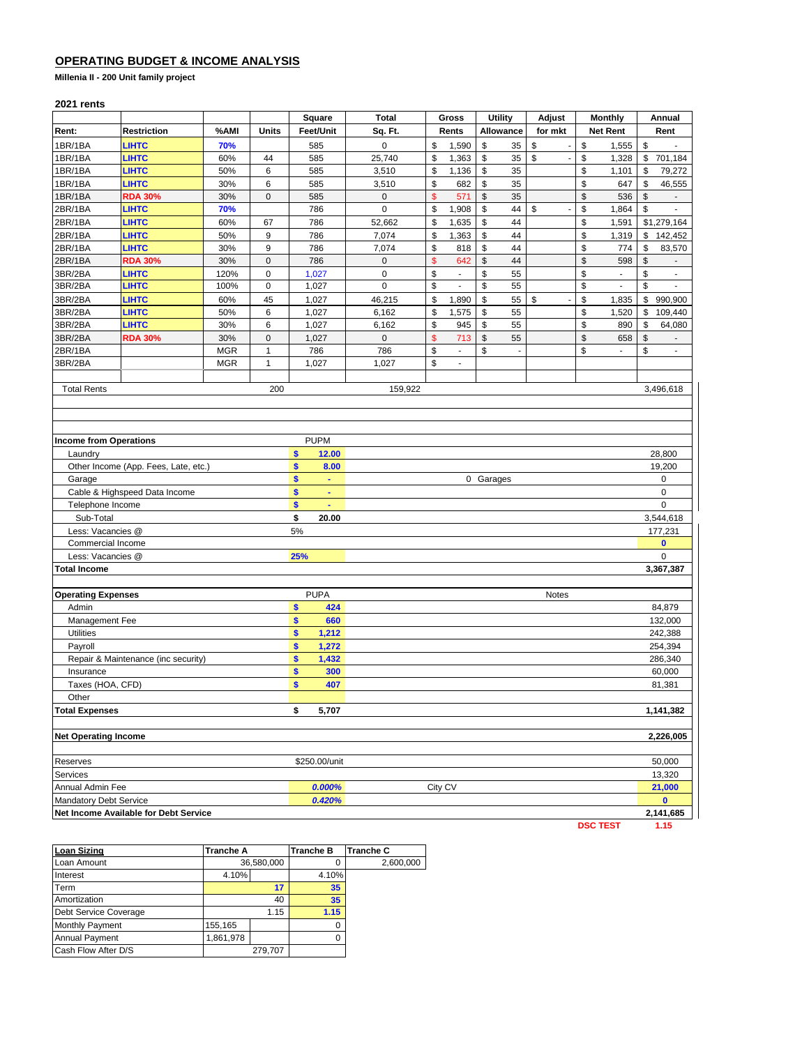## OPERATING BUDGET & INCOME ANALYSIS

**Millenia II - 200 Unit family project**

**2021 rents**

| Rent: | Restriction | %AMI | Units | Square Feet/Unit | Total Sq. Ft. | Gross Rents | Utility Allowance | Adjust for mkt | Monthly Net Rent | Annual Rent |
|---|---|---|---|---|---|---|---|---|---|---|
| 1BR/1BA | LIHTC | 70% | | 585 | 0 | $ 1,590 | $ 35 | $ - | $ 1,555 | $ - |
| 1BR/1BA | LIHTC | 60% | 44 | 585 | 25,740 | $ 1,363 | $ 35 | $ - | $ 1,328 | $ 701,184 |
| 1BR/1BA | LIHTC | 50% | 6 | 585 | 3,510 | $ 1,136 | $ 35 | | $ 1,101 | $ 79,272 |
| 1BR/1BA | LIHTC | 30% | 6 | 585 | 3,510 | $ 682 | $ 35 | | $ 647 | $ 46,555 |
| 1BR/1BA | RDA 30% | 30% | 0 | 585 | 0 | $ 571 | $ 35 | | $ 536 | $ - |
| 2BR/1BA | LIHTC | 70% | | 786 | 0 | $ 1,908 | $ 44 | $ - | $ 1,864 | $ - |
| 2BR/1BA | LIHTC | 60% | 67 | 786 | 52,662 | $ 1,635 | $ 44 | | $ 1,591 | $1,279,164 |
| 2BR/1BA | LIHTC | 50% | 9 | 786 | 7,074 | $ 1,363 | $ 44 | | $ 1,319 | $ 142,452 |
| 2BR/1BA | LIHTC | 30% | 9 | 786 | 7,074 | $ 818 | $ 44 | | $ 774 | $ 83,570 |
| 2BR/1BA | RDA 30% | 30% | 0 | 786 | 0 | $ 642 | $ 44 | | $ 598 | $ - |
| 3BR/2BA | LIHTC | 120% | 0 | 1,027 | 0 | $ - | $ 55 | | $ - | $ - |
| 3BR/2BA | LIHTC | 100% | 0 | 1,027 | 0 | $ - | $ 55 | | $ - | $ - |
| 3BR/2BA | LIHTC | 60% | 45 | 1,027 | 46,215 | $ 1,890 | $ 55 | $ - | $ 1,835 | $ 990,900 |
| 3BR/2BA | LIHTC | 50% | 6 | 1,027 | 6,162 | $ 1,575 | $ 55 | | $ 1,520 | $ 109,440 |
| 3BR/2BA | LIHTC | 30% | 6 | 1,027 | 6,162 | $ 945 | $ 55 | | $ 890 | $ 64,080 |
| 3BR/2BA | RDA 30% | 30% | 0 | 1,027 | 0 | $ 713 | $ 55 | | $ 658 | $ - |
| 2BR/1BA | | MGR | 1 | 786 | 786 | $ - | $ - | | $ - | $ - |
| 3BR/2BA | | MGR | 1 | 1,027 | 1,027 | $ - | | | | |
| Total Rents | | | 200 | | 159,922 | | | | | 3,496,618 |

| Income from Operations | PUPM | | |
|---|---|---|---|
| Laundry | $ 12.00 | | 28,800 |
| Other Income (App. Fees, Late, etc.) | $ 8.00 | | 19,200 |
| Garage | $ - | 0 Garages | 0 |
| Cable & Highspeed Data Income | $ - | | 0 |
| Telephone Income | $ - | | 0 |
| Sub-Total | $ 20.00 | | 3,544,618 |
| Less: Vacancies @ | 5% | | 177,231 |
| Commercial Income | | | 0 |
| Less: Vacancies @ | 25% | | 0 |
| **Total Income** | | | **3,367,387** |

| Operating Expenses | PUPA | Notes | |
|---|---|---|---|
| Admin | $ 424 | | 84,879 |
| Management Fee | $ 660 | | 132,000 |
| Utilities | $ 1,212 | | 242,388 |
| Payroll | $ 1,272 | | 254,394 |
| Repair & Maintenance (inc security) | $ 1,432 | | 286,340 |
| Insurance | $ 300 | | 60,000 |
| Taxes (HOA, CFD) | $ 407 | | 81,381 |
| Other | | | |
| **Total Expenses** | $ 5,707 | | **1,141,382** |
| **Net Operating Income** | | | **2,226,005** |
| Reserves | $250.00/unit | | 50,000 |
| Services | | | 13,320 |
| Annual Admin Fee | 0.000% | City CV | 21,000 |
| Mandatory Debt Service | 0.420% | | 0 |
| **Net Income Available for Debt Service** | | | **2,141,685** |
| | | DSC TEST | 1.15 |

| Loan Sizing | Tranche A | | Tranche B | Tranche C |
|---|---|---|---|---|
| Loan Amount | | 36,580,000 | 0 | 2,600,000 |
| Interest | 4.10% | | 4.10% | |
| Term | | 17 | 35 | |
| Amortization | | 40 | 35 | |
| Debt Service Coverage | | 1.15 | 1.15 | |
| Monthly Payment | 155,165 | | 0 | |
| Annual Payment | 1,861,978 | | 0 | |
| Cash Flow After D/S | | 279,707 | | |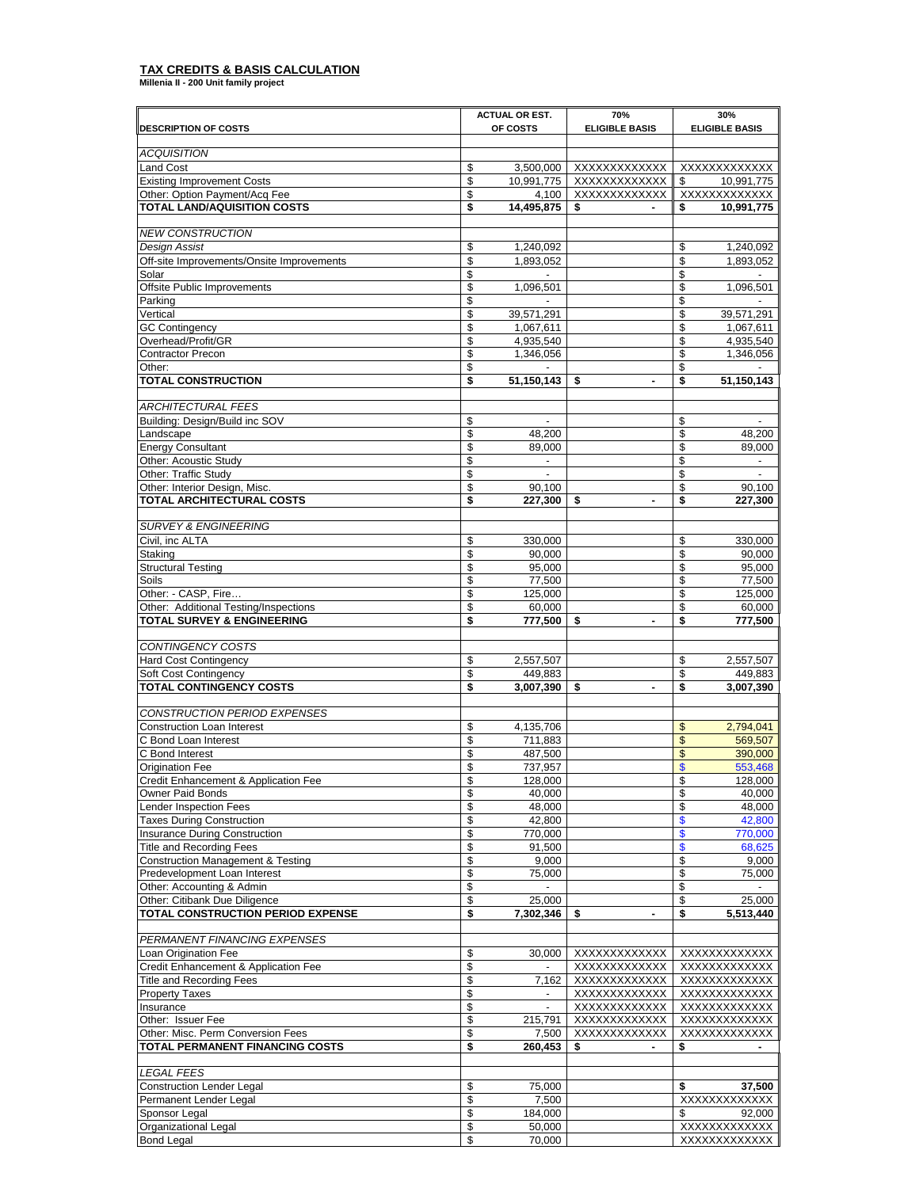## TAX CREDITS & BASIS CALCULATION

**Millenia II - 200 Unit family project**

| DESCRIPTION OF COSTS | ACTUAL OR EST. OF COSTS | 70% ELIGIBLE BASIS | 30% ELIGIBLE BASIS |
|---|---|---|---|
| *ACQUISITION* | | | |
| Land Cost | $ 3,500,000 | XXXXXXXXXXXX | XXXXXXXXXXXX |
| Existing Improvement Costs | $ 10,991,775 | XXXXXXXXXXXX | $ 10,991,775 |
| Other: Option Payment/Acq Fee | $ 4,100 | XXXXXXXXXXXX | XXXXXXXXXXXX |
| **TOTAL LAND/AQUISITION COSTS** | **$ 14,495,875** | **$ -** | **$ 10,991,775** |
| *NEW CONSTRUCTION* | | | |
| *Design Assist* | $ 1,240,092 | | $ 1,240,092 |
| Off-site Improvements/Onsite Improvements | $ 1,893,052 | | $ 1,893,052 |
| Solar | $ - | | $ - |
| Offsite Public Improvements | $ 1,096,501 | | $ 1,096,501 |
| Parking | $ - | | $ - |
| Vertical | $ 39,571,291 | | $ 39,571,291 |
| GC Contingency | $ 1,067,611 | | $ 1,067,611 |
| Overhead/Profit/GR | $ 4,935,540 | | $ 4,935,540 |
| Contractor Precon | $ 1,346,056 | | $ 1,346,056 |
| Other: | $ - | | $ - |
| **TOTAL CONSTRUCTION** | **$ 51,150,143** | **$ -** | **$ 51,150,143** |
| *ARCHITECTURAL FEES* | | | |
| Building: Design/Build inc SOV | $ - | | $ - |
| Landscape | $ 48,200 | | $ 48,200 |
| Energy Consultant | $ 89,000 | | $ 89,000 |
| Other: Acoustic Study | $ - | | $ - |
| Other: Traffic Study | $ - | | $ - |
| Other: Interior Design, Misc. | $ 90,100 | | $ 90,100 |
| **TOTAL ARCHITECTURAL COSTS** | **$ 227,300** | **$ -** | **$ 227,300** |
| *SURVEY & ENGINEERING* | | | |
| Civil, inc ALTA | $ 330,000 | | $ 330,000 |
| Staking | $ 90,000 | | $ 90,000 |
| Structural Testing | $ 95,000 | | $ 95,000 |
| Soils | $ 77,500 | | $ 77,500 |
| Other: - CASP, Fire… | $ 125,000 | | $ 125,000 |
| Other: Additional Testing/Inspections | $ 60,000 | | $ 60,000 |
| **TOTAL SURVEY & ENGINEERING** | **$ 777,500** | **$ -** | **$ 777,500** |
| *CONTINGENCY COSTS* | | | |
| Hard Cost Contingency | $ 2,557,507 | | $ 2,557,507 |
| Soft Cost Contingency | $ 449,883 | | $ 449,883 |
| **TOTAL CONTINGENCY COSTS** | **$ 3,007,390** | **$ -** | **$ 3,007,390** |
| *CONSTRUCTION PERIOD EXPENSES* | | | |
| Construction Loan Interest | $ 4,135,706 | | $ 2,794,041 |
| C Bond Loan Interest | $ 711,883 | | $ 569,507 |
| C Bond Interest | $ 487,500 | | $ 390,000 |
| Origination Fee | $ 737,957 | | $ 553,468 |
| Credit Enhancement & Application Fee | $ 128,000 | | $ 128,000 |
| Owner Paid Bonds | $ 40,000 | | $ 40,000 |
| Lender Inspection Fees | $ 48,000 | | $ 48,000 |
| Taxes During Construction | $ 42,800 | | $ 42,800 |
| Insurance During Construction | $ 770,000 | | $ 770,000 |
| Title and Recording Fees | $ 91,500 | | $ 68,625 |
| Construction Management & Testing | $ 9,000 | | $ 9,000 |
| Predevelopment Loan Interest | $ 75,000 | | $ 75,000 |
| Other: Accounting & Admin | $ - | | $ - |
| Other: Citibank Due Diligence | $ 25,000 | | $ 25,000 |
| **TOTAL CONSTRUCTION PERIOD EXPENSE** | **$ 7,302,346** | **$ -** | **$ 5,513,440** |
| *PERMANENT FINANCING EXPENSES* | | | |
| Loan Origination Fee | $ 30,000 | XXXXXXXXXXXX | XXXXXXXXXXXX |
| Credit Enhancement & Application Fee | $ - | XXXXXXXXXXXX | XXXXXXXXXXXX |
| Title and Recording Fees | $ 7,162 | XXXXXXXXXXXX | XXXXXXXXXXXX |
| Property Taxes | $ - | XXXXXXXXXXXX | XXXXXXXXXXXX |
| Insurance | $ - | XXXXXXXXXXXX | XXXXXXXXXXXX |
| Other: Issuer Fee | $ 215,791 | XXXXXXXXXXXX | XXXXXXXXXXXX |
| Other: Misc. Perm Conversion Fees | $ 7,500 | XXXXXXXXXXXX | XXXXXXXXXXXX |
| **TOTAL PERMANENT FINANCING COSTS** | **$ 260,453** | **$ -** | **$ -** |
| *LEGAL FEES* | | | |
| Construction Lender Legal | $ 75,000 | | **$ 37,500** |
| Permanent Lender Legal | $ 7,500 | | XXXXXXXXXXXX |
| Sponsor Legal | $ 184,000 | | $ 92,000 |
| Organizational Legal | $ 50,000 | | XXXXXXXXXXXX |
| Bond Legal | $ 70,000 | | XXXXXXXXXXXX |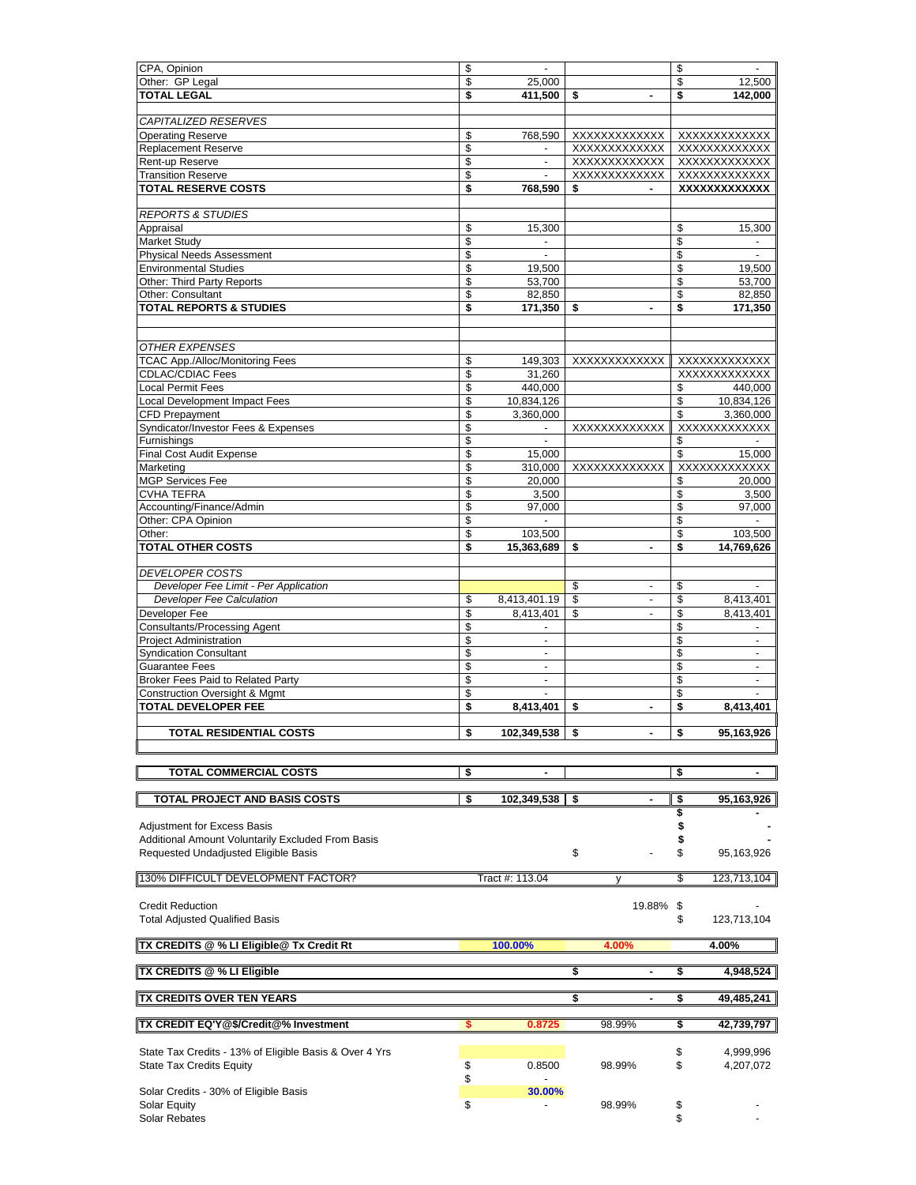| | | | |
|---|---|---|---|
| CPA, Opinion | $ - | | $ - |
| Other: GP Legal | $ 25,000 | | $ 12,500 |
| **TOTAL LEGAL** | **$ 411,500** | **$ -** | **$ 142,000** |
| | | | |
| *CAPITALIZED RESERVES* | | | |
| Operating Reserve | $ 768,590 | XXXXXXXXXXXX | XXXXXXXXXXXX |
| Replacement Reserve | $ - | XXXXXXXXXXXX | XXXXXXXXXXXX |
| Rent-up Reserve | $ - | XXXXXXXXXXXX | XXXXXXXXXXXX |
| Transition Reserve | $ - | XXXXXXXXXXXX | XXXXXXXXXXXX |
| **TOTAL RESERVE COSTS** | **$ 768,590** | **$ -** | **XXXXXXXXXXXX** |
| | | | |
| *REPORTS & STUDIES* | | | |
| Appraisal | $ 15,300 | | $ 15,300 |
| Market Study | $ - | | $ - |
| Physical Needs Assessment | $ - | | $ - |
| Environmental Studies | $ 19,500 | | $ 19,500 |
| Other: Third Party Reports | $ 53,700 | | $ 53,700 |
| Other: Consultant | $ 82,850 | | $ 82,850 |
| **TOTAL REPORTS & STUDIES** | **$ 171,350** | **$ -** | **$ 171,350** |
| | | | |
| *OTHER EXPENSES* | | | |
| TCAC App./Alloc/Monitoring Fees | $ 149,303 | XXXXXXXXXXXX | XXXXXXXXXXXX |
| CDLAC/CDIAC Fees | $ 31,260 | | XXXXXXXXXXXX |
| Local Permit Fees | $ 440,000 | | $ 440,000 |
| Local Development Impact Fees | $ 10,834,126 | | $ 10,834,126 |
| CFD Prepayment | $ 3,360,000 | | $ 3,360,000 |
| Syndicator/Investor Fees & Expenses | $ - | XXXXXXXXXXXX | XXXXXXXXXXXX |
| Furnishings | $ - | | $ - |
| Final Cost Audit Expense | $ 15,000 | | $ 15,000 |
| Marketing | $ 310,000 | XXXXXXXXXXXX | XXXXXXXXXXXX |
| MGP Services Fee | $ 20,000 | | $ 20,000 |
| CVHA TEFRA | $ 3,500 | | $ 3,500 |
| Accounting/Finance/Admin | $ 97,000 | | $ 97,000 |
| Other: CPA Opinion | $ - | | $ - |
| Other: | $ 103,500 | | $ 103,500 |
| **TOTAL OTHER COSTS** | **$ 15,363,689** | **$ -** | **$ 14,769,626** |
| | | | |
| *DEVELOPER COSTS* | | | |
| *Developer Fee Limit - Per Application* | | $ - | $ - |
| *Developer Fee Calculation* | $ 8,413,401.19 | $ - | $ 8,413,401 |
| Developer Fee | $ 8,413,401 | $ - | $ 8,413,401 |
| Consultants/Processing Agent | $ - | | $ - |
| Project Administration | $ - | | $ - |
| Syndication Consultant | $ - | | $ - |
| Guarantee Fees | $ - | | $ - |
| Broker Fees Paid to Related Party | $ - | | $ - |
| Construction Oversight & Mgmt | $ - | | $ - |
| **TOTAL DEVELOPER FEE** | **$ 8,413,401** | **$ -** | **$ 8,413,401** |
| | | | |
| **TOTAL RESIDENTIAL COSTS** | **$ 102,349,538** | **$ -** | **$ 95,163,926** |
| | | | |
| **TOTAL COMMERCIAL COSTS** | **$ -** | | **$ -** |
| | | | |
| **TOTAL PROJECT AND BASIS COSTS** | **$ 102,349,538** | **$ -** | **$ 95,163,926** |
| | | | **$ -** |
| Adjustment for Excess Basis | | | **$ -** |
| Additional Amount Voluntarily Excluded From Basis | | | **$ -** |
| Requested Undadjusted Eligible Basis | | $ - | $ 95,163,926 |
| | | | |
| 130% DIFFICULT DEVELOPMENT FACTOR? | Tract #: 113.04 | y | $ 123,713,104 |
| | | | |
| Credit Reduction | | 19.88% | $ - |
| Total Adjusted Qualified Basis | | | $ 123,713,104 |
| | | | |
| **TX CREDITS @ % LI Eligible@ Tx Credit Rt** | **100.00%** | **4.00%** | **4.00%** |
| | | | |
| **TX CREDITS @ % LI Eligible** | | **$ -** | **$ 4,948,524** |
| | | | |
| **TX CREDITS OVER TEN YEARS** | | **$ -** | **$ 49,485,241** |
| | | | |
| **TX CREDIT EQ'Y@$/Credit@% Investment** | **$ 0.8725** | 98.99% | **$ 42,739,797** |
| | | | |
| State Tax Credits - 13% of Eligible Basis & Over 4 Yrs | | | $ 4,999,996 |
| State Tax Credits Equity | $ 0.8500 | 98.99% | $ 4,207,072 |
| | $ - | | |
| Solar Credits - 30% of Eligible Basis | **30.00%** | | |
| Solar Equity | $ - | 98.99% | $ - |
| Solar Rebates | | | $ - |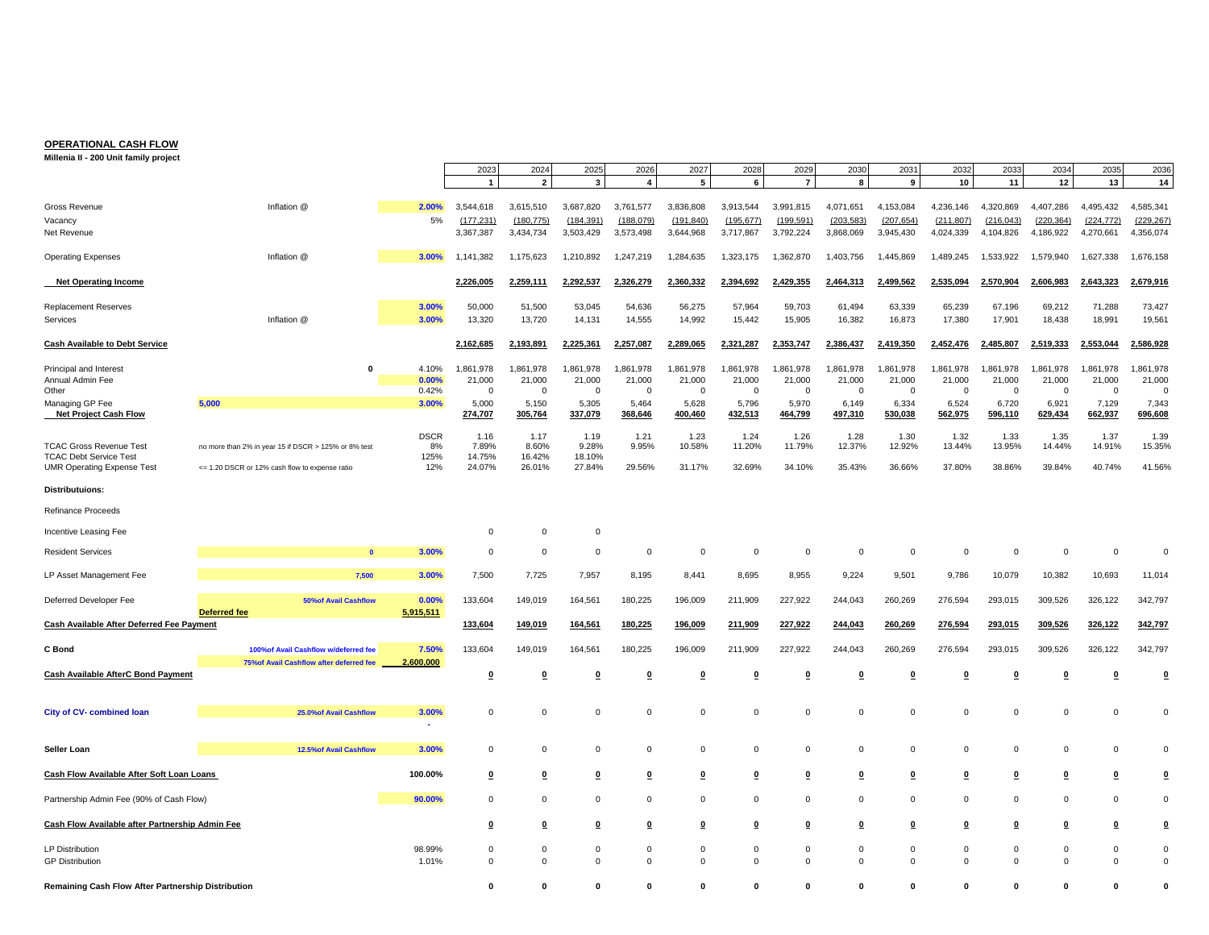**OPERATIONAL CASH FLOW**

**Millenia II - 200 Unit family project**

| | | | 2023 | 2024 | 2025 | 2026 | 2027 | 2028 | 2029 | 2030 | 2031 | 2032 | 2033 | 2034 | 2035 | 2036 |
|---|---|---|---|---|---|---|---|---|---|---|---|---|---|---|---|---|
| | | | 1 | 2 | 3 | 4 | 5 | 6 | 7 | 8 | 9 | 10 | 11 | 12 | 13 | 14 |
| Gross Revenue | Inflation @ | 2.00% | 3,544,618 | 3,615,510 | 3,687,820 | 3,761,577 | 3,836,808 | 3,913,544 | 3,991,815 | 4,071,651 | 4,153,084 | 4,236,146 | 4,320,869 | 4,407,286 | 4,495,432 | 4,585,341 |
| Vacancy | | 5% | (177,231) | (180,775) | (184,391) | (188,079) | (191,840) | (195,677) | (199,591) | (203,583) | (207,654) | (211,807) | (216,043) | (220,364) | (224,772) | (229,267) |
| Net Revenue | | | 3,367,387 | 3,434,734 | 3,503,429 | 3,573,498 | 3,644,968 | 3,717,867 | 3,792,224 | 3,868,069 | 3,945,430 | 4,024,339 | 4,104,826 | 4,186,922 | 4,270,661 | 4,356,074 |
| Operating Expenses | Inflation @ | 3.00% | 1,141,382 | 1,175,623 | 1,210,892 | 1,247,219 | 1,284,635 | 1,323,175 | 1,362,870 | 1,403,756 | 1,445,869 | 1,489,245 | 1,533,922 | 1,579,940 | 1,627,338 | 1,676,158 |
| **Net Operating Income** | | | **2,226,005** | **2,259,111** | **2,292,537** | **2,326,279** | **2,360,332** | **2,394,692** | **2,429,355** | **2,464,313** | **2,499,562** | **2,535,094** | **2,570,904** | **2,606,983** | **2,643,323** | **2,679,916** |
| Replacement Reserves | | 3.00% | 50,000 | 51,500 | 53,045 | 54,636 | 56,275 | 57,964 | 59,703 | 61,494 | 63,339 | 65,239 | 67,196 | 69,212 | 71,288 | 73,427 |
| Services | Inflation @ | 3.00% | 13,320 | 13,720 | 14,131 | 14,555 | 14,992 | 15,442 | 15,905 | 16,382 | 16,873 | 17,380 | 17,901 | 18,438 | 18,991 | 19,561 |
| **Cash Available to Debt Service** | | | **2,162,685** | **2,193,891** | **2,225,361** | **2,257,087** | **2,289,065** | **2,321,287** | **2,353,747** | **2,386,437** | **2,419,350** | **2,452,476** | **2,485,807** | **2,519,333** | **2,553,044** | **2,586,928** |
| Principal and Interest | 0 | 4.10% | 1,861,978 | 1,861,978 | 1,861,978 | 1,861,978 | 1,861,978 | 1,861,978 | 1,861,978 | 1,861,978 | 1,861,978 | 1,861,978 | 1,861,978 | 1,861,978 | 1,861,978 | 1,861,978 |
| Annual Admin Fee | | 0.00% | 21,000 | 21,000 | 21,000 | 21,000 | 21,000 | 21,000 | 21,000 | 21,000 | 21,000 | 21,000 | 21,000 | 21,000 | 21,000 | 21,000 |
| Other | | 0.42% | 0 | 0 | 0 | 0 | 0 | 0 | 0 | 0 | 0 | 0 | 0 | 0 | 0 | 0 |
| Managing GP Fee | 5,000 | 3.00% | 5,000 | 5,150 | 5,305 | 5,464 | 5,628 | 5,796 | 5,970 | 6,149 | 6,334 | 6,524 | 6,720 | 6,921 | 7,129 | 7,343 |
| **Net Project Cash Flow** | | | **274,707** | **305,764** | **337,079** | **368,646** | **400,460** | **432,513** | **464,799** | **497,310** | **530,038** | **562,975** | **596,110** | **629,434** | **662,937** | **696,608** |
| | | DSCR | 1.16 | 1.17 | 1.19 | 1.21 | 1.23 | 1.24 | 1.26 | 1.28 | 1.30 | 1.32 | 1.33 | 1.35 | 1.37 | 1.39 |
| TCAC Gross Revenue Test | no more than 2% in year 15 if DSCR > 125% or 8% test | 8% | 7.89% | 8.60% | 9.28% | 9.95% | 10.58% | 11.20% | 11.79% | 12.37% | 12.92% | 13.44% | 13.95% | 14.44% | 14.91% | 15.35% |
| TCAC Debt Service Test | | 125% | 14.75% | 16.42% | 18.10% | | | | | | | | | | | |
| UMR Operating Expense Test | <= 1.20 DSCR or 12% cash flow to expense ratio | 12% | 24.07% | 26.01% | 27.84% | 29.56% | 31.17% | 32.69% | 34.10% | 35.43% | 36.66% | 37.80% | 38.86% | 39.84% | 40.74% | 41.56% |
| **Distributuions:** | | | | | | | | | | | | | | | | |
| Refinance Proceeds | | | | | | | | | | | | | | | | |
| Incentive Leasing Fee | | | 0 | 0 | 0 | | | | | | | | | | | |
| Resident Services | 0 | 3.00% | 0 | 0 | 0 | 0 | 0 | 0 | 0 | 0 | 0 | 0 | 0 | 0 | 0 | 0 |
| LP Asset Management Fee | 7,500 | 3.00% | 7,500 | 7,725 | 7,957 | 8,195 | 8,441 | 8,695 | 8,955 | 9,224 | 9,501 | 9,786 | 10,079 | 10,382 | 10,693 | 11,014 |
| Deferred Developer Fee | 50%of Avail Cashflow | 0.00% | 133,604 | 149,019 | 164,561 | 180,225 | 196,009 | 211,909 | 227,922 | 244,043 | 260,269 | 276,594 | 293,015 | 309,526 | 326,122 | 342,797 |
| | Deferred fee | 5,915,511 | | | | | | | | | | | | | | |
| **Cash Available After Deferred Fee Payment** | | | **133,604** | **149,019** | **164,561** | **180,225** | **196,009** | **211,909** | **227,922** | **244,043** | **260,269** | **276,594** | **293,015** | **309,526** | **326,122** | **342,797** |
| **C Bond** | 100%of Avail Cashflow w/deferred fee | 7.50% | 133,604 | 149,019 | 164,561 | 180,225 | 196,009 | 211,909 | 227,922 | 244,043 | 260,269 | 276,594 | 293,015 | 309,526 | 326,122 | 342,797 |
| | 75%of Avail Cashflow after deferred fee | 2,600,000 | | | | | | | | | | | | | | |
| **Cash Available AfterC Bond Payment** | | | **0** | **0** | **0** | **0** | **0** | **0** | **0** | **0** | **0** | **0** | **0** | **0** | **0** | **0** |
| **City of CV- combined loan** | 25.0%of Avail Cashflow | 3.00% | 0 | 0 | 0 | 0 | 0 | 0 | 0 | 0 | 0 | 0 | 0 | 0 | 0 | 0 |
| | | - | | | | | | | | | | | | | | |
| **Seller Loan** | 12.5%of Avail Cashflow | 3.00% | 0 | 0 | 0 | 0 | 0 | 0 | 0 | 0 | 0 | 0 | 0 | 0 | 0 | 0 |
| **Cash Flow Available After Soft Loan Loans** | | 100.00% | **0** | **0** | **0** | **0** | **0** | **0** | **0** | **0** | **0** | **0** | **0** | **0** | **0** | **0** |
| Partnership Admin Fee (90% of Cash Flow) | | 90.00% | 0 | 0 | 0 | 0 | 0 | 0 | 0 | 0 | 0 | 0 | 0 | 0 | 0 | 0 |
| **Cash Flow Available after Partnership Admin Fee** | | | **0** | **0** | **0** | **0** | **0** | **0** | **0** | **0** | **0** | **0** | **0** | **0** | **0** | **0** |
| LP Distribution | | 98.99% | 0 | 0 | 0 | 0 | 0 | 0 | 0 | 0 | 0 | 0 | 0 | 0 | 0 | 0 |
| GP Distribution | | 1.01% | 0 | 0 | 0 | 0 | 0 | 0 | 0 | 0 | 0 | 0 | 0 | 0 | 0 | 0 |
| **Remaining Cash Flow After Partnership Distribution** | | | **0** | **0** | **0** | **0** | **0** | **0** | **0** | **0** | **0** | **0** | **0** | **0** | **0** | **0** |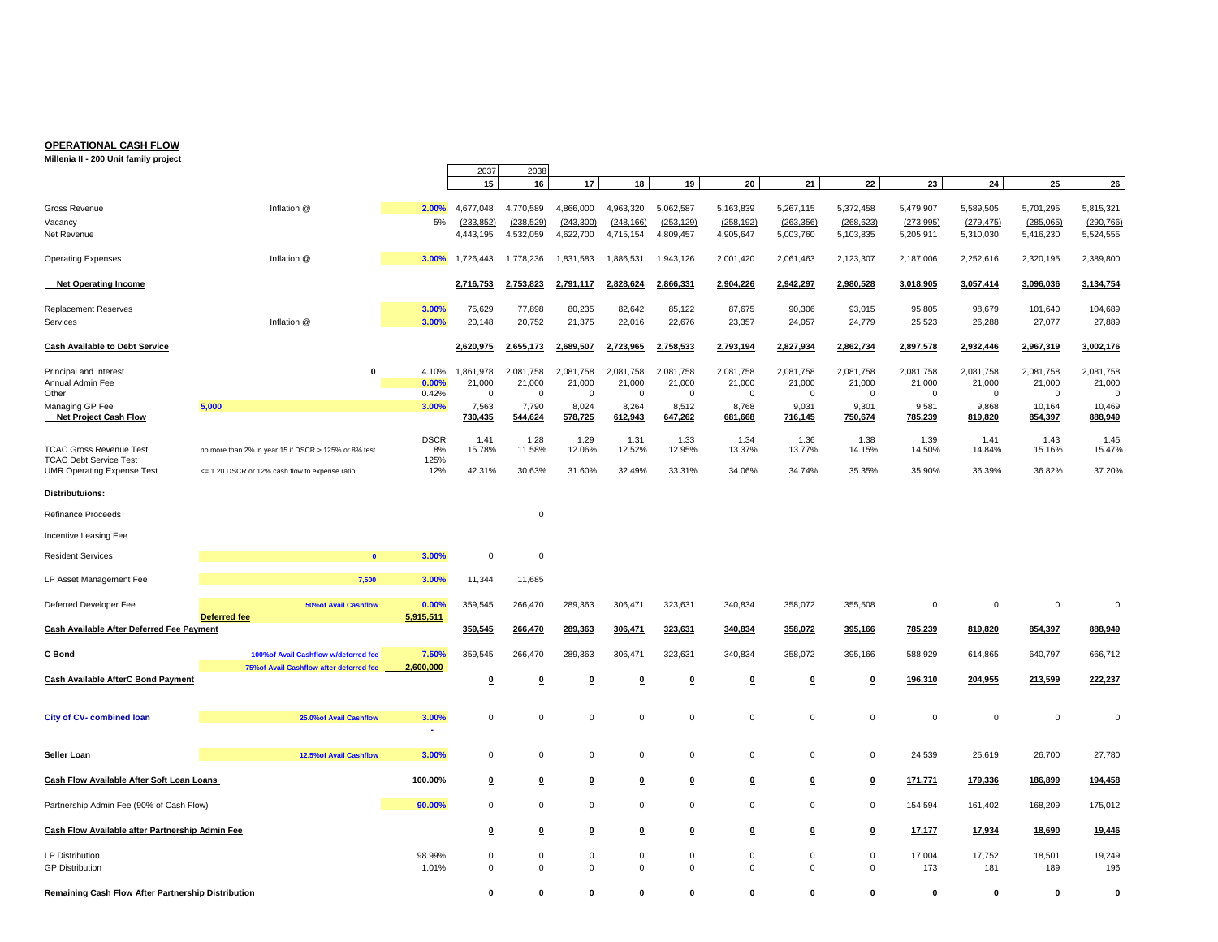**OPERATIONAL CASH FLOW**

**Millenia II - 200 Unit family project**

| | | | 2037 | 2038 | | | | | | | | | | |
|---|---|---|---|---|---|---|---|---|---|---|---|---|---|---|
| | | | 15 | 16 | 17 | 18 | 19 | 20 | 21 | 22 | 23 | 24 | 25 | 26 |
| Gross Revenue | Inflation @ | 2.00% | 4,677,048 | 4,770,589 | 4,866,000 | 4,963,320 | 5,062,587 | 5,163,839 | 5,267,115 | 5,372,458 | 5,479,907 | 5,589,505 | 5,701,295 | 5,815,321 |
| Vacancy | | 5% | (233,852) | (238,529) | (243,300) | (248,166) | (253,129) | (258,192) | (263,356) | (268,623) | (273,995) | (279,475) | (285,065) | (290,766) |
| Net Revenue | | | 4,443,195 | 4,532,059 | 4,622,700 | 4,715,154 | 4,809,457 | 4,905,647 | 5,003,760 | 5,103,835 | 5,205,911 | 5,310,030 | 5,416,230 | 5,524,555 |
| Operating Expenses | Inflation @ | 3.00% | 1,726,443 | 1,778,236 | 1,831,583 | 1,886,531 | 1,943,126 | 2,001,420 | 2,061,463 | 2,123,307 | 2,187,006 | 2,252,616 | 2,320,195 | 2,389,800 |
| **Net Operating Income** | | | 2,716,753 | 2,753,823 | 2,791,117 | 2,828,624 | 2,866,331 | 2,904,226 | 2,942,297 | 2,980,528 | 3,018,905 | 3,057,414 | 3,096,036 | 3,134,754 |
| Replacement Reserves | | 3.00% | 75,629 | 77,898 | 80,235 | 82,642 | 85,122 | 87,675 | 90,306 | 93,015 | 95,805 | 98,679 | 101,640 | 104,689 |
| Services | Inflation @ | 3.00% | 20,148 | 20,752 | 21,375 | 22,016 | 22,676 | 23,357 | 24,057 | 24,779 | 25,523 | 26,288 | 27,077 | 27,889 |
| **Cash Available to Debt Service** | | | 2,620,975 | 2,655,173 | 2,689,507 | 2,723,965 | 2,758,533 | 2,793,194 | 2,827,934 | 2,862,734 | 2,897,578 | 2,932,446 | 2,967,319 | 3,002,176 |
| Principal and Interest | 0 | 4.10% | 1,861,978 | 2,081,758 | 2,081,758 | 2,081,758 | 2,081,758 | 2,081,758 | 2,081,758 | 2,081,758 | 2,081,758 | 2,081,758 | 2,081,758 | 2,081,758 |
| Annual Admin Fee | | 0.00% | 21,000 | 21,000 | 21,000 | 21,000 | 21,000 | 21,000 | 21,000 | 21,000 | 21,000 | 21,000 | 21,000 | 21,000 |
| Other | | 0.42% | 0 | 0 | 0 | 0 | 0 | 0 | 0 | 0 | 0 | 0 | 0 | 0 |
| Managing GP Fee | 5,000 | 3.00% | 7,563 | 7,790 | 8,024 | 8,264 | 8,512 | 8,768 | 9,031 | 9,301 | 9,581 | 9,868 | 10,164 | 10,469 |
| **Net Project Cash Flow** | | | 730,435 | 544,624 | 578,725 | 612,943 | 647,262 | 681,668 | 716,145 | 750,674 | 785,239 | 819,820 | 854,397 | 888,949 |
| | | DSCR | 1.41 | 1.28 | 1.29 | 1.31 | 1.33 | 1.34 | 1.36 | 1.38 | 1.39 | 1.41 | 1.43 | 1.45 |
| TCAC Gross Revenue Test | no more than 2% in year 15 if DSCR > 125% or 8% test | 8% | 15.78% | 11.58% | 12.06% | 12.52% | 12.95% | 13.37% | 13.77% | 14.15% | 14.50% | 14.84% | 15.16% | 15.47% |
| TCAC Debt Service Test | | 125% | | | | | | | | | | | | |
| UMR Operating Expense Test | <= 1.20 DSCR or 12% cash flow to expense ratio | 12% | 42.31% | 30.63% | 31.60% | 32.49% | 33.31% | 34.06% | 34.74% | 35.35% | 35.90% | 36.39% | 36.82% | 37.20% |
| **Distributuions:** | | | | | | | | | | | | | | |
| Refinance Proceeds | | | | 0 | | | | | | | | | | |
| Incentive Leasing Fee | | | | | | | | | | | | | | |
| Resident Services | 0 | 3.00% | 0 | 0 | | | | | | | | | | |
| LP Asset Management Fee | 7,500 | 3.00% | 11,344 | 11,685 | | | | | | | | | | |
| Deferred Developer Fee | 50%of Avail Cashflow | 0.00% | 359,545 | 266,470 | 289,363 | 306,471 | 323,631 | 340,834 | 358,072 | 355,508 | 0 | 0 | 0 | 0 |
| | Deferred fee | 5,915,511 | | | | | | | | | | | | |
| **Cash Available After Deferred Fee Payment** | | | 359,545 | 266,470 | 289,363 | 306,471 | 323,631 | 340,834 | 358,072 | 395,166 | 785,239 | 819,820 | 854,397 | 888,949 |
| **C Bond** | 100%of Avail Cashflow w/deferred fee | 7.50% | 359,545 | 266,470 | 289,363 | 306,471 | 323,631 | 340,834 | 358,072 | 395,166 | 588,929 | 614,865 | 640,797 | 666,712 |
| | 75%of Avail Cashflow after deferred fee | 2,600,000 | | | | | | | | | | | | |
| **Cash Available AfterC Bond Payment** | | | 0 | 0 | 0 | 0 | 0 | 0 | 0 | 0 | 196,310 | 204,955 | 213,599 | 222,237 |
| **City of CV- combined loan** | 25.0%of Avail Cashflow | 3.00% | 0 | 0 | 0 | 0 | 0 | 0 | 0 | 0 | 0 | 0 | 0 | 0 |
| | | - | | | | | | | | | | | | |
| **Seller Loan** | 12.5%of Avail Cashflow | 3.00% | 0 | 0 | 0 | 0 | 0 | 0 | 0 | 0 | 24,539 | 25,619 | 26,700 | 27,780 |
| **Cash Flow Available After Soft Loan Loans** | | 100.00% | 0 | 0 | 0 | 0 | 0 | 0 | 0 | 0 | 171,771 | 179,336 | 186,899 | 194,458 |
| Partnership Admin Fee (90% of Cash Flow) | | 90.00% | 0 | 0 | 0 | 0 | 0 | 0 | 0 | 0 | 154,594 | 161,402 | 168,209 | 175,012 |
| **Cash Flow Available after Partnership Admin Fee** | | | 0 | 0 | 0 | 0 | 0 | 0 | 0 | 0 | 17,177 | 17,934 | 18,690 | 19,446 |
| LP Distribution | | 98.99% | 0 | 0 | 0 | 0 | 0 | 0 | 0 | 0 | 17,004 | 17,752 | 18,501 | 19,249 |
| GP Distribution | | 1.01% | 0 | 0 | 0 | 0 | 0 | 0 | 0 | 0 | 173 | 181 | 189 | 196 |
| **Remaining Cash Flow After Partnership Distribution** | | | 0 | 0 | 0 | 0 | 0 | 0 | 0 | 0 | 0 | 0 | 0 | 0 |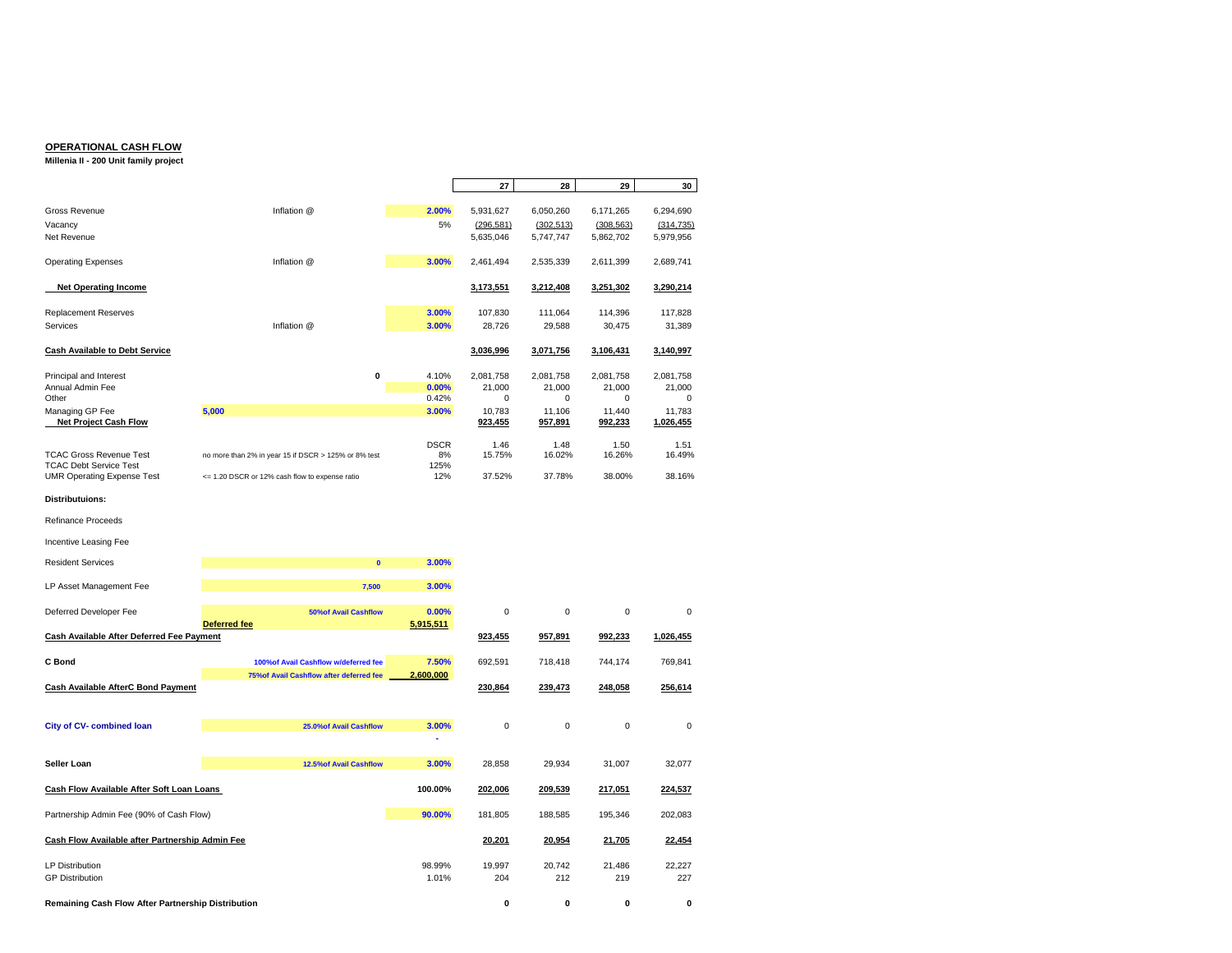**OPERATIONAL CASH FLOW**

**Millenia II - 200 Unit family project**

| | | | 27 | 28 | 29 | 30 |
|---|---|---|---|---|---|---|
| Gross Revenue | Inflation @ | 2.00% | 5,931,627 | 6,050,260 | 6,171,265 | 6,294,690 |
| Vacancy | | 5% | (296,581) | (302,513) | (308,563) | (314,735) |
| Net Revenue | | | 5,635,046 | 5,747,747 | 5,862,702 | 5,979,956 |
| Operating Expenses | Inflation @ | 3.00% | 2,461,494 | 2,535,339 | 2,611,399 | 2,689,741 |
| **Net Operating Income** | | | **3,173,551** | **3,212,408** | **3,251,302** | **3,290,214** |
| Replacement Reserves | | 3.00% | 107,830 | 111,064 | 114,396 | 117,828 |
| Services | Inflation @ | 3.00% | 28,726 | 29,588 | 30,475 | 31,389 |
| **Cash Available to Debt Service** | | | **3,036,996** | **3,071,756** | **3,106,431** | **3,140,997** |
| Principal and Interest | 0 | 4.10% | 2,081,758 | 2,081,758 | 2,081,758 | 2,081,758 |
| Annual Admin Fee | | 0.00% | 21,000 | 21,000 | 21,000 | 21,000 |
| Other | | 0.42% | 0 | 0 | 0 | 0 |
| Managing GP Fee | 5,000 | 3.00% | 10,783 | 11,106 | 11,440 | 11,783 |
| **Net Project Cash Flow** | | | **923,455** | **957,891** | **992,233** | **1,026,455** |
| | | DSCR | 1.46 | 1.48 | 1.50 | 1.51 |
| TCAC Gross Revenue Test | no more than 2% in year 15 if DSCR > 125% or 8% test | 8% | 15.75% | 16.02% | 16.26% | 16.49% |
| TCAC Debt Service Test | | 125% | | | | |
| UMR Operating Expense Test | <= 1.20 DSCR or 12% cash flow to expense ratio | 12% | 37.52% | 37.78% | 38.00% | 38.16% |
| **Distributuions:** | | | | | | |
| Refinance Proceeds | | | | | | |
| Incentive Leasing Fee | | | | | | |
| Resident Services | 0 | 3.00% | | | | |
| LP Asset Management Fee | 7,500 | 3.00% | | | | |
| Deferred Developer Fee | 50%of Avail Cashflow | 0.00% | 0 | 0 | 0 | 0 |
| | **Deferred fee** | 5,915,511 | | | | |
| **Cash Available After Deferred Fee Payment** | | | **923,455** | **957,891** | **992,233** | **1,026,455** |
| **C Bond** | 100%of Avail Cashflow w/deferred fee | 7.50% | 692,591 | 718,418 | 744,174 | 769,841 |
| | 75%of Avail Cashflow after deferred fee | 2,600,000 | | | | |
| **Cash Available AfterC Bond Payment** | | | **230,864** | **239,473** | **248,058** | **256,614** |
| **City of CV- combined loan** | 25.0%of Avail Cashflow | 3.00% | 0 | 0 | 0 | 0 |
| | | - | | | | |
| **Seller Loan** | 12.5%of Avail Cashflow | 3.00% | 28,858 | 29,934 | 31,007 | 32,077 |
| **Cash Flow Available After Soft Loan Loans** | | 100.00% | **202,006** | **209,539** | **217,051** | **224,537** |
| Partnership Admin Fee (90% of Cash Flow) | | 90.00% | 181,805 | 188,585 | 195,346 | 202,083 |
| **Cash Flow Available after Partnership Admin Fee** | | | **20,201** | **20,954** | **21,705** | **22,454** |
| LP Distribution | | 98.99% | 19,997 | 20,742 | 21,486 | 22,227 |
| GP Distribution | | 1.01% | 204 | 212 | 219 | 227 |
| **Remaining Cash Flow After Partnership Distribution** | | | **0** | **0** | **0** | **0** |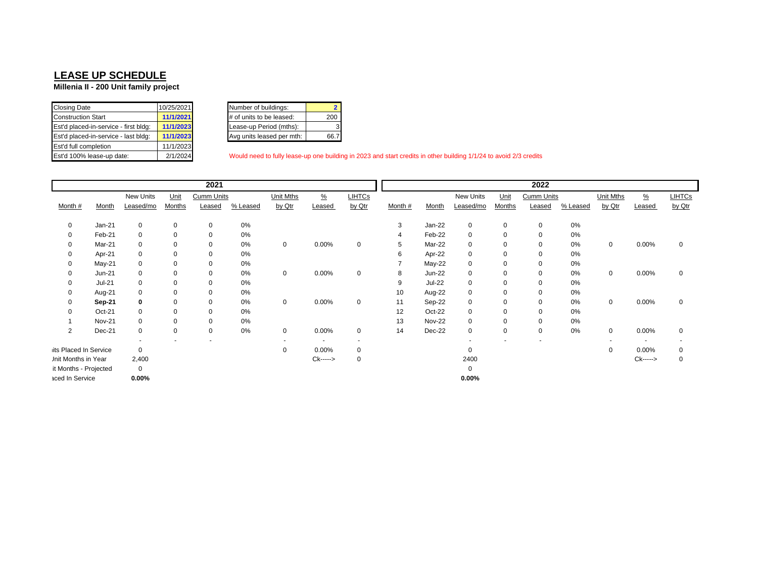# LEASE UP SCHEDULE

**Millenia II - 200 Unit family project**

| | |
|---|---|
| Closing Date | 10/25/2021 |
| Construction Start | **11/1/2021** |
| Est'd placed-in-service - first bldg: | **11/1/2023** |
| Est'd placed-in-service - last bldg: | **11/1/2023** |
| Est'd full completion | 11/1/2023 |
| Est'd 100% lease-up date: | 2/1/2024 |

| | |
|---|---|
| Number of buildings: | **2** |
| # of units to be leased: | 200 |
| Lease-up Period (mths): | 3 |
| Avg units leased per mth: | 66.7 |

Would need to fully lease-up one building in 2023 and start credits in other building 1/1/24 to avoid 2/3 credits

| 2021 | | | | | | | | | | 2022 | | | | | | | | | |
|---|---|---|---|---|---|---|---|---|---|---|---|---|---|---|---|---|---|---|---|
| Month # | Month | New Units Leased/mo | Unit Months | Cumm Units Leased | % Leased | Unit Mths by Qtr | % Leased | LIHTCs by Qtr | | Month # | Month | New Units Leased/mo | Unit Months | Cumm Units Leased | % Leased | Unit Mths by Qtr | % Leased | LIHTCs by Qtr |
| 0 | Jan-21 | 0 | 0 | 0 | 0% | | | | | 3 | Jan-22 | 0 | 0 | 0 | 0% | | | |
| 0 | Feb-21 | 0 | 0 | 0 | 0% | | | | | 4 | Feb-22 | 0 | 0 | 0 | 0% | | | |
| 0 | Mar-21 | 0 | 0 | 0 | 0% | 0 | 0.00% | 0 | | 5 | Mar-22 | 0 | 0 | 0 | 0% | 0 | 0.00% | 0 |
| 0 | Apr-21 | 0 | 0 | 0 | 0% | | | | | 6 | Apr-22 | 0 | 0 | 0 | 0% | | | |
| 0 | May-21 | 0 | 0 | 0 | 0% | | | | | 7 | May-22 | 0 | 0 | 0 | 0% | | | |
| 0 | Jun-21 | 0 | 0 | 0 | 0% | 0 | 0.00% | 0 | | 8 | Jun-22 | 0 | 0 | 0 | 0% | 0 | 0.00% | 0 |
| 0 | Jul-21 | 0 | 0 | 0 | 0% | | | | | 9 | Jul-22 | 0 | 0 | 0 | 0% | | | |
| 0 | Aug-21 | 0 | 0 | 0 | 0% | | | | | 10 | Aug-22 | 0 | 0 | 0 | 0% | | | |
| 0 | **Sep-21** | **0** | 0 | 0 | 0% | 0 | 0.00% | 0 | | 11 | Sep-22 | 0 | 0 | 0 | 0% | 0 | 0.00% | 0 |
| 0 | Oct-21 | 0 | 0 | 0 | 0% | | | | | 12 | Oct-22 | 0 | 0 | 0 | 0% | | | |
| 1 | Nov-21 | 0 | 0 | 0 | 0% | | | | | 13 | Nov-22 | 0 | 0 | 0 | 0% | | | |
| 2 | Dec-21 | 0 | 0 | 0 | 0% | 0 | 0.00% | 0 | | 14 | Dec-22 | 0 | 0 | 0 | 0% | 0 | 0.00% | 0 |
| | | - | - | - | | - | - | - | | | | - | - | - | | - | - | - |
| iits Placed In Service | | 0 | | | | 0 | 0.00% | 0 | | | | 0 | | | | 0 | 0.00% | 0 |
| Jnit Months in Year | | 2,400 | | | | | Ck-----> | 0 | | | | 2400 | | | | | Ck-----> | 0 |
| it Months - Projected | | 0 | | | | | | | | | | 0 | | | | | | |
| aced In Service | | **0.00%** | | | | | | | | | | **0.00%** | | | | | | |